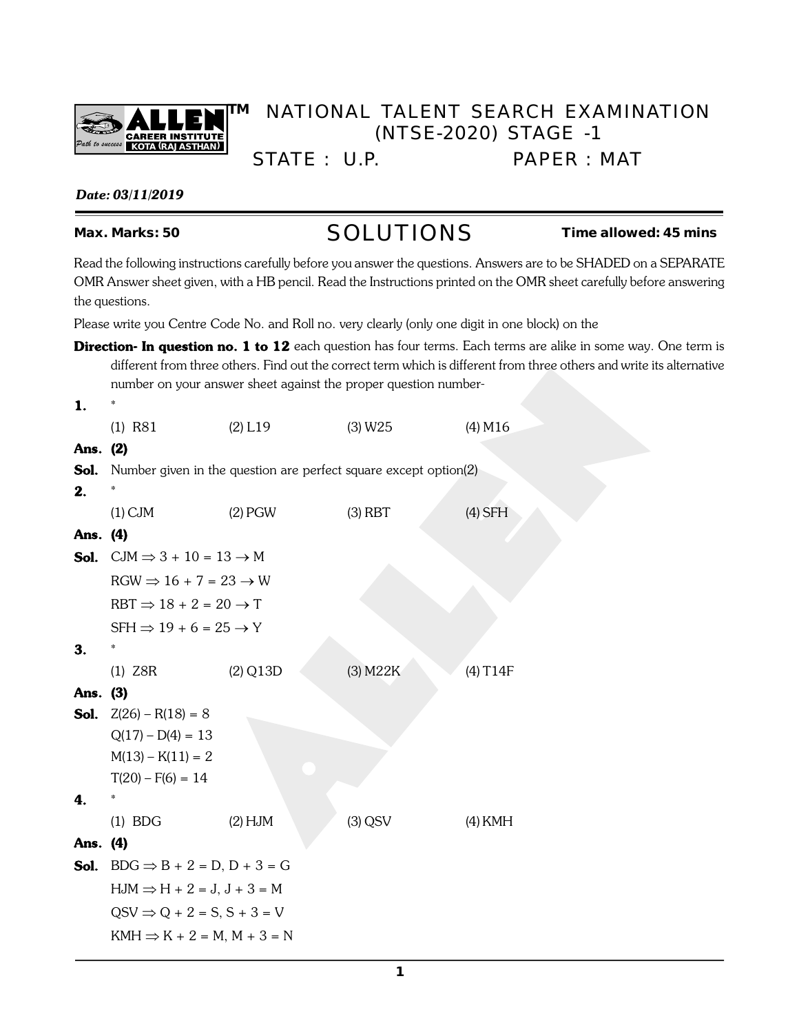# NATIONAL TALENT SEARCH EXAMINATION (NTSE-2020) STAGE -1

**STATE : U.P.** **PAPER : MAT**

***Date: 03/11/2019***

**Max. Marks: 50** — **SOLUTIONS** — **Time allowed: 45 mins**

Read the following instructions carefully before you answer the questions. Answers are to be SHADED on a SEPARATE OMR Answer sheet given, with a HB pencil. Read the Instructions printed on the OMR sheet carefully before answering the questions.

Please write you Centre Code No. and Roll no. very clearly (only one digit in one block) on the

**Direction- In question no. 1 to 12** each question has four terms. Each terms are alike in some way. One term is different from three others. Find out the correct term which is different from three others and write its alternative number on your answer sheet against the proper question number-

**1.** *

(1) R81 (2) L19 (3) W25 (4) M16

**Ans. (2)**

**Sol.** Number given in the question are perfect square except option(2)

**2.** *

(1) CJM (2) PGW (3) RBT (4) SFH

**Ans. (4)**

**Sol.** CJM $\Rightarrow$ 3 + 10 = 13 $\rightarrow$ M

RGW $\Rightarrow$ 16 + 7 = 23 $\rightarrow$ W

RBT $\Rightarrow$ 18 + 2 = 20 $\rightarrow$ T

SFH $\Rightarrow$ 19 + 6 = 25 $\rightarrow$ Y

**3.** *

(1) Z8R (2) Q13D (3) M22K (4) T14F

**Ans. (3)**

**Sol.** Z(26) – R(18) = 8

Q(17) – D(4) = 13

M(13) – K(11) = 2

T(20) – F(6) = 14

**4.** *

(1) BDG (2) HJM (3) QSV (4) KMH

**Ans. (4)**

**Sol.** BDG $\Rightarrow$ B + 2 = D, D + 3 = G

HJM $\Rightarrow$ H + 2 = J, J + 3 = M

QSV $\Rightarrow$ Q + 2 = S, S + 3 = V

KMH $\Rightarrow$ K + 2 = M, M + 3 = N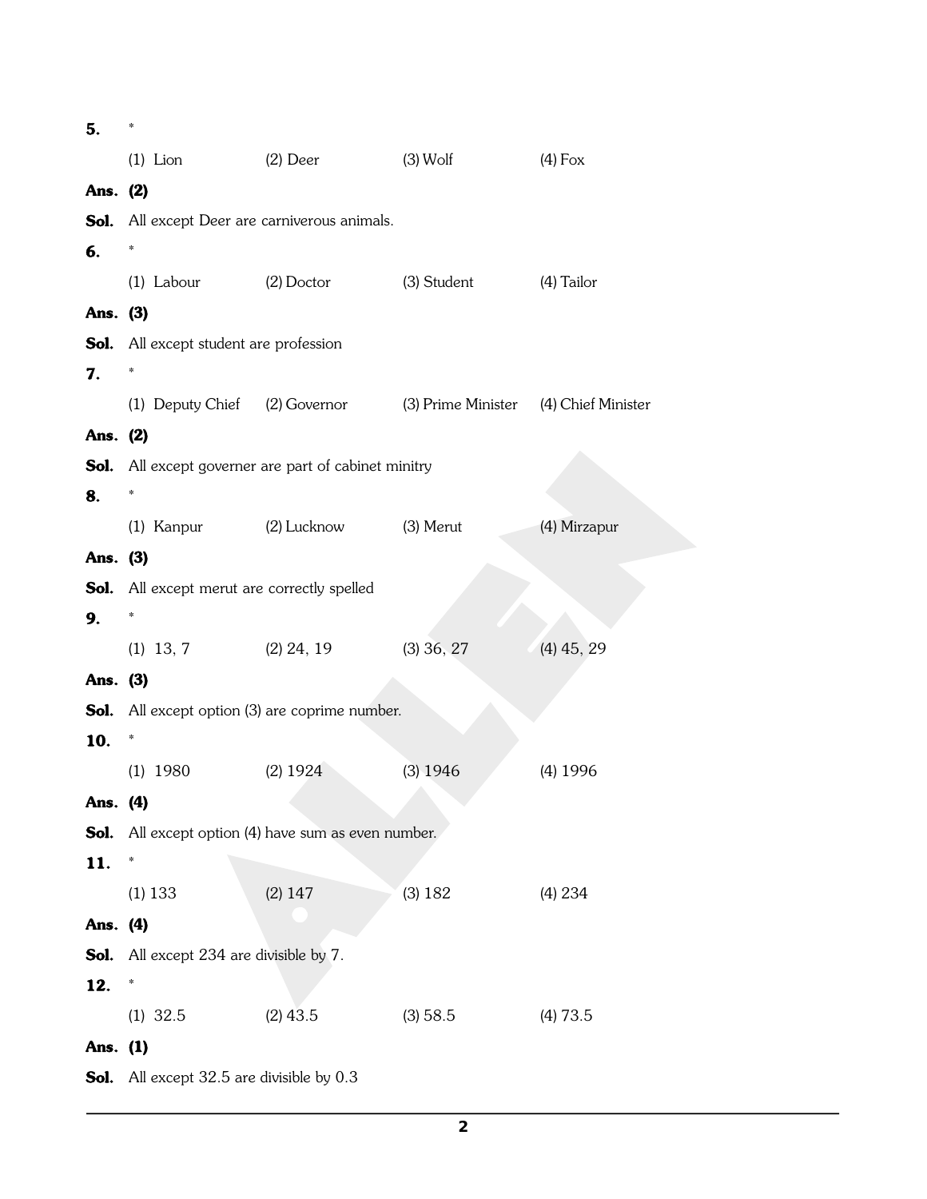**5.** *

(1) Lion (2) Deer (3) Wolf (4) Fox

**Ans. (2)**

**Sol.** All except Deer are carniverous animals.

**6.** *

(1) Labour (2) Doctor (3) Student (4) Tailor

**Ans. (3)**

**Sol.** All except student are profession

**7.** *

(1) Deputy Chief (2) Governor (3) Prime Minister (4) Chief Minister

**Ans. (2)**

**Sol.** All except governer are part of cabinet minitry

**8.** *

(1) Kanpur (2) Lucknow (3) Merut (4) Mirzapur

**Ans. (3)**

**Sol.** All except merut are correctly spelled

**9.** *

(1) 13, 7 (2) 24, 19 (3) 36, 27 (4) 45, 29

**Ans. (3)**

**Sol.** All except option (3) are coprime number.

**10.** *

(1) 1980 (2) 1924 (3) 1946 (4) 1996

**Ans. (4)**

**Sol.** All except option (4) have sum as even number.

**11.** *

(1) 133 (2) 147 (3) 182 (4) 234

**Ans. (4)**

**Sol.** All except 234 are divisible by 7.

**12.** *

(1) 32.5 (2) 43.5 (3) 58.5 (4) 73.5

**Ans. (1)**

**Sol.** All except 32.5 are divisible by 0.3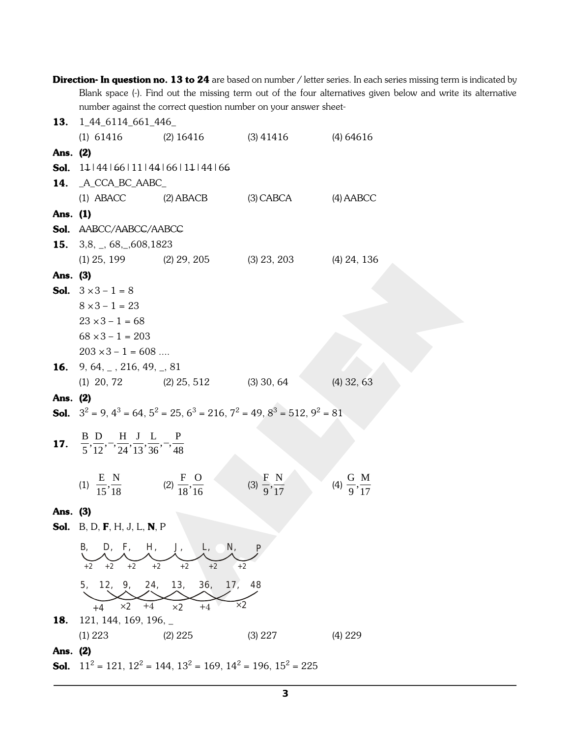**Direction- In question no. 13 to 24** are based on number / letter series. In each series missing term is indicated by Blank space (-). Find out the missing term out of the four alternatives given below and write its alternative number against the correct question number on your answer sheet-

**13.** 1_44_6114_661_446_

(1) 61416 (2) 16416 (3) 41416 (4) 64616

**Ans. (2)**

**Sol.** 11 | 44 | 66 | 11 | 44 | 66 | 11 | 44 | 66

**14.** _A_CCA_BC_AABC_

(1) ABACC (2) ABACB (3) CABCA (4) AABCC

**Ans. (1)**

**Sol.** AABCC/AABCC/AABCC

**15.** 3,8, _, 68,_,608,1823

(1) 25, 199 (2) 29, 205 (3) 23, 203 (4) 24, 136

**Ans. (3)**

**Sol.** $3 \times 3 - 1 = 8$

$8 \times 3 - 1 = 23$

$23 \times 3 - 1 = 68$

$68 \times 3 - 1 = 203$

$203 \times 3 - 1 = 608$ ....

**16.** 9, 64, _ , 216, 49, _, 81

(1) 20, 72 (2) 25, 512 (3) 30, 64 (4) 32, 63

**Ans. (2)**

**Sol.** $3^2 = 9$, $4^3 = 64$, $5^2 = 25$, $6^3 = 216$, $7^2 = 49$, $8^3 = 512$, $9^2 = 81$

**17.** $\frac{B}{5}, \frac{D}{12}, \_, \frac{H}{24}, \frac{J}{13}, \frac{L}{36}, \_, \frac{P}{48}$

(1) $\frac{E}{15}, \frac{N}{18}$ (2) $\frac{F}{18}, \frac{O}{16}$ (3) $\frac{F}{9}, \frac{N}{17}$ (4) $\frac{G}{9}, \frac{M}{17}$

**Ans. (3)**

**Sol.** B, D, **F**, H, J, L, **N**, P

B, D, F, H, J, L, N, P (+2, +2, +2, +2, +2, +2, +2)

5, 12, 9, 24, 13, 36, 17, 48 (+4, ×2, +4, ×2, +4, ×2)

**18.** 121, 144, 169, 196, _

(1) 223 (2) 225 (3) 227 (4) 229

**Ans. (2)**

**Sol.** $11^2 = 121$, $12^2 = 144$, $13^2 = 169$, $14^2 = 196$, $15^2 = 225$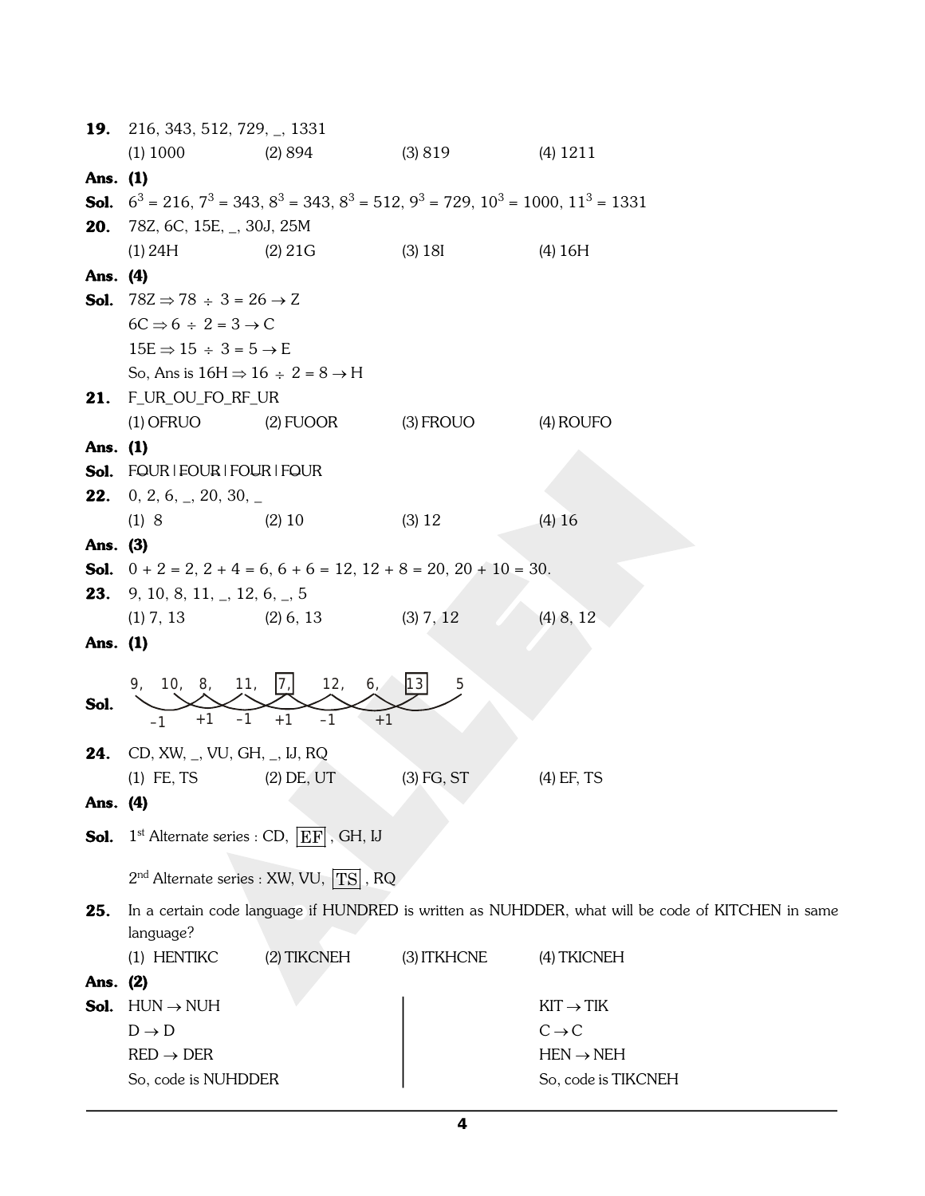**19.** 216, 343, 512, 729, _, 1331

(1) 1000 (2) 894 (3) 819 (4) 1211

**Ans. (1)**

**Sol.** $6^3 = 216$, $7^3 = 343$, $8^3 = 343$, $8^3 = 512$, $9^3 = 729$, $10^3 = 1000$, $11^3 = 1331$

**20.** 78Z, 6C, 15E, _, 30J, 25M

(1) 24H (2) 21G (3) 18I (4) 16H

**Ans. (4)**

**Sol.** 78Z $\Rightarrow 78 \div 3 = 26 \rightarrow$ Z

6C $\Rightarrow 6 \div 2 = 3 \rightarrow$ C

15E $\Rightarrow 15 \div 3 = 5 \rightarrow$ E

So, Ans is 16H $\Rightarrow 16 \div 2 = 8 \rightarrow$ H

**21.** F_UR_OU_FO_RF_UR

(1) OFRUO (2) FUOOR (3) FROUO (4) ROUFO

**Ans. (1)**

**Sol.** FOUR | FOUR | FOUR | FOUR

**22.** 0, 2, 6, _, 20, 30, _

(1) 8 (2) 10 (3) 12 (4) 16

**Ans. (3)**

**Sol.** 0 + 2 = 2, 2 + 4 = 6, 6 + 6 = 12, 12 + 8 = 20, 20 + 10 = 30.

**23.** 9, 10, 8, 11, _, 12, 6, _, 5

(1) 7, 13 (2) 6, 13 (3) 7, 12 (4) 8, 12

**Ans. (1)**

**Sol.** 9, 10, 8, 11, [7], 12, 6, [13] 5

−1 +1 −1 +1 −1 +1

**24.** CD, XW, _, VU, GH, _, IJ, RQ

(1) FE, TS (2) DE, UT (3) FG, ST (4) EF, TS

**Ans. (4)**

**Sol.** 1[st] Alternate series : CD, [EF], GH, IJ

2[nd] Alternate series : XW, VU, [TS], RQ

**25.** In a certain code language if HUNDRED is written as NUHDDER, what will be code of KITCHEN in same language?

(1) HENTIKC (2) TIKCNEH (3) ITKHCNE (4) TKICNEH

**Ans. (2)**

**Sol.**

| | |
|---|---|
| HUN $\rightarrow$ NUH | KIT $\rightarrow$ TIK |
| D $\rightarrow$ D | C $\rightarrow$ C |
| RED $\rightarrow$ DER | HEN $\rightarrow$ NEH |
| So, code is NUHDDER | So, code is TIKCNEH |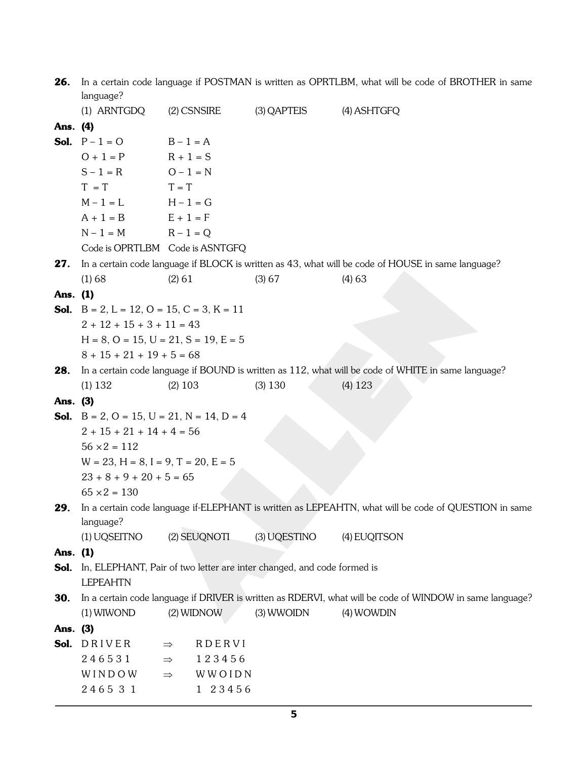**26.** In a certain code language if POSTMAN is written as OPRTLBM, what will be code of BROTHER in same language?

(1) ARNTGDQ (2) CSNSIRE (3) QAPTEIS (4) ASHTGFQ

**Ans. (4)**

**Sol.**

| | |
|---|---|
| P – 1 = O | B – 1 = A |
| O + 1 = P | R + 1 = S |
| S – 1 = R | O – 1 = N |
| T = T | T = T |
| M – 1 = L | H – 1 = G |
| A + 1 = B | E + 1 = F |
| N – 1 = M | R – 1 = Q |
| Code is OPRTLBM | Code is ASNTGFQ |

**27.** In a certain code language if BLOCK is written as 43, what will be code of HOUSE in same language?

(1) 68 (2) 61 (3) 67 (4) 63

**Ans. (1)**

**Sol.** B = 2, L = 12, O = 15, C = 3, K = 11

2 + 12 + 15 + 3 + 11 = 43

H = 8, O = 15, U = 21, S = 19, E = 5

8 + 15 + 21 + 19 + 5 = 68

**28.** In a certain code language if BOUND is written as 112, what will be code of WHITE in same language?

(1) 132 (2) 103 (3) 130 (4) 123

**Ans. (3)**

**Sol.** B = 2, O = 15, U = 21, N = 14, D = 4

2 + 15 + 21 + 14 + 4 = 56

$56 \times 2 = 112$

W = 23, H = 8, I = 9, T = 20, E = 5

23 + 8 + 9 + 20 + 5 = 65

$65 \times 2 = 130$

**29.** In a certain code language if-ELEPHANT is written as LEPEAHTN, what will be code of QUESTION in same language?

(1) UQSEITNO (2) SEUQNOTI (3) UQESTINO (4) EUQITSON

**Ans. (1)**

**Sol.** In, ELEPHANT, Pair of two letter are inter changed, and code formed is LEPEAHTN

**30.** In a certain code language if DRIVER is written as RDERVI, what will be code of WINDOW in same language?

(1) WIWOND (2) WIDNOW (3) WWOIDN (4) WOWDIN

**Ans. (3)**

**Sol.**

| | | |
|---|---|---|
| D R I V E R | ⇒ | R D E R V I |
| 2 4 6 5 3 1 | ⇒ | 1 2 3 4 5 6 |
| W I N D O W | ⇒ | W W O I D N |
| 2 4 6 5 3 1 | | 1 2 3 4 5 6 |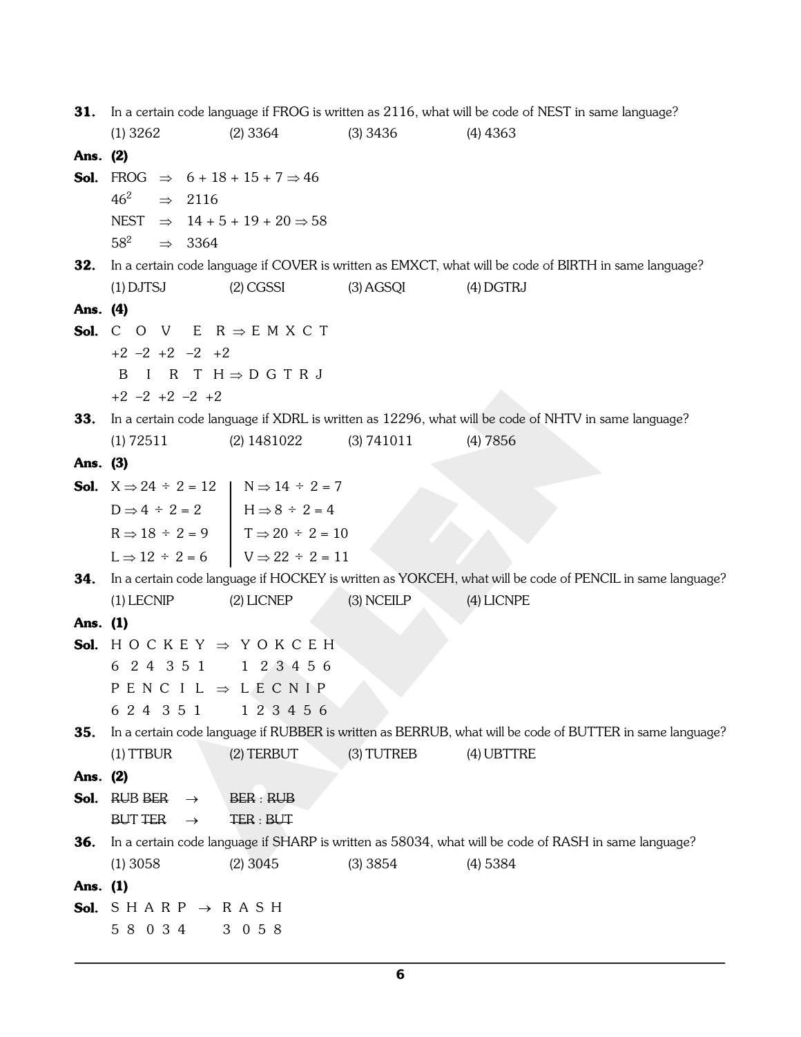**31.** In a certain code language if FROG is written as 2116, what will be code of NEST in same language?

(1) 3262 (2) 3364 (3) 3436 (4) 4363

**Ans. (2)**

**Sol.** FROG $\Rightarrow$ 6 + 18 + 15 + 7 $\Rightarrow$ 46

$46^2 \Rightarrow 2116$

NEST $\Rightarrow$ 14 + 5 + 19 + 20 $\Rightarrow$ 58

$58^2 \Rightarrow 3364$

**32.** In a certain code language if COVER is written as EMXCT, what will be code of BIRTH in same language?

(1) DJTSJ (2) CGSSI (3) AGSQI (4) DGTRJ

**Ans. (4)**

**Sol.** C O V E R $\Rightarrow$ E M X C T

+2 –2 +2 –2 +2

B I R T H $\Rightarrow$ D G T R J

+2 –2 +2 –2 +2

**33.** In a certain code language if XDRL is written as 12296, what will be code of NHTV in same language?

(1) 72511 (2) 1481022 (3) 741011 (4) 7856

**Ans. (3)**

**Sol.**

| | |
|---|---|
| X $\Rightarrow$ 24 ÷ 2 = 12 | N $\Rightarrow$ 14 ÷ 2 = 7 |
| D $\Rightarrow$ 4 ÷ 2 = 2 | H $\Rightarrow$ 8 ÷ 2 = 4 |
| R $\Rightarrow$ 18 ÷ 2 = 9 | T $\Rightarrow$ 20 ÷ 2 = 10 |
| L $\Rightarrow$ 12 ÷ 2 = 6 | V $\Rightarrow$ 22 ÷ 2 = 11 |

**34.** In a certain code language if HOCKEY is written as YOKCEH, what will be code of PENCIL in same language?

(1) LECNIP (2) LICNEP (3) NCEILP (4) LICNPE

**Ans. (1)**

**Sol.** H O C K E Y $\Rightarrow$ Y O K C E H

6 2 4 3 5 1     1 2 3 4 5 6

P E N C I L $\Rightarrow$ L E C N I P

6 2 4 3 5 1     1 2 3 4 5 6

**35.** In a certain code language if RUBBER is written as BERRUB, what will be code of BUTTER in same language?

(1) TTBUR (2) TERBUT (3) TUTREB (4) UBTTRE

**Ans. (2)**

**Sol.** ~~RUB~~ ~~BER~~ $\rightarrow$ ~~BER~~ : ~~RUB~~

BUT ~~TER~~ $\rightarrow$ ~~TER~~ : ~~BUT~~

**36.** In a certain code language if SHARP is written as 58034, what will be code of RASH in same language?

(1) 3058 (2) 3045 (3) 3854 (4) 5384

**Ans. (1)**

**Sol.** S H A R P $\rightarrow$ R A S H

5 8 0 3 4     3 0 5 8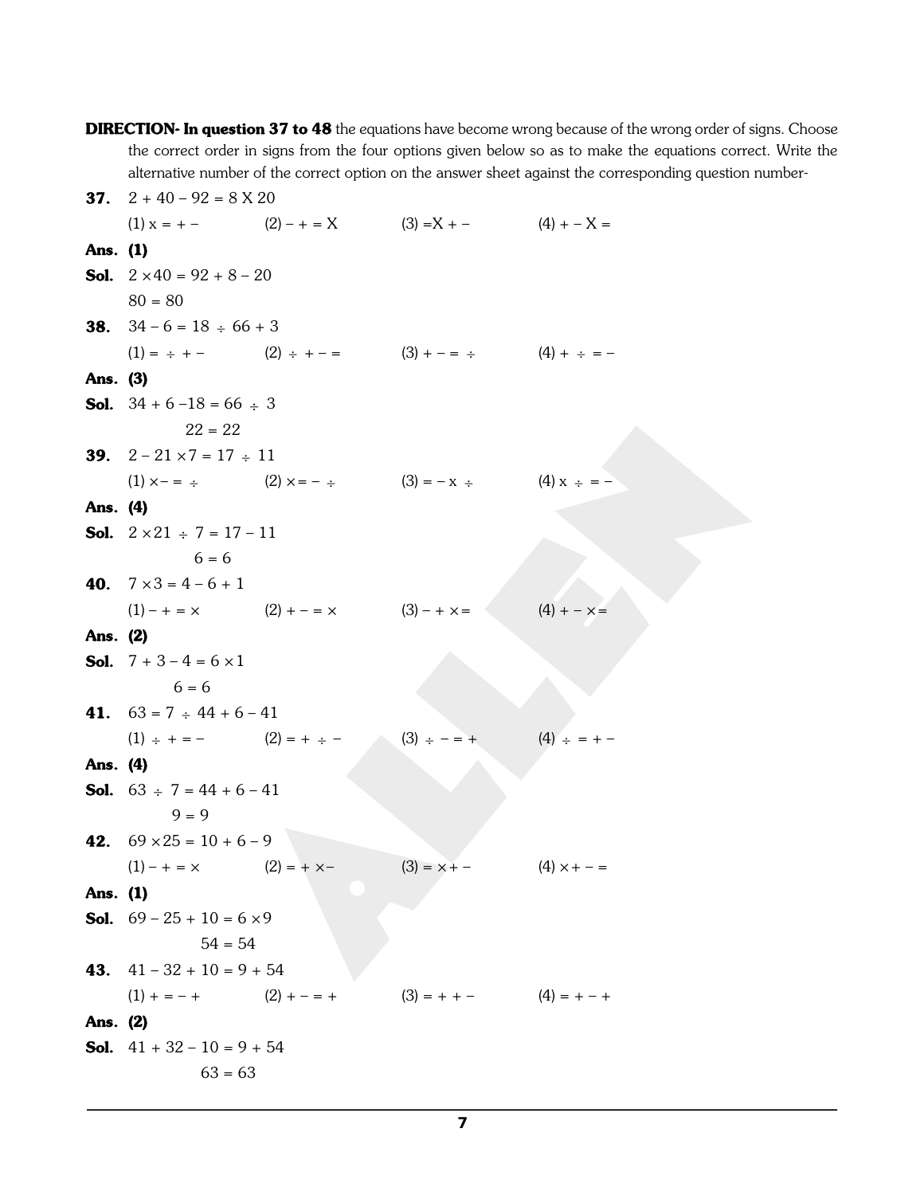**DIRECTION- In question 37 to 48** the equations have become wrong because of the wrong order of signs. Choose the correct order in signs from the four options given below so as to make the equations correct. Write the alternative number of the correct option on the answer sheet against the corresponding question number-

**37.** $2 + 40 - 92 = 8 \text{ X } 20$

(1) x = + − (2) − + = X (3) =X + − (4) + − X =

**Ans. (1)**

**Sol.** $2 \times 40 = 92 + 8 - 20$

$80 = 80$

**38.** $34 - 6 = 18 \div 66 + 3$

(1) = ÷ + − (2) ÷ + − = (3) + − = ÷ (4) + ÷ = −

**Ans. (3)**

**Sol.** $34 + 6 - 18 = 66 \div 3$

$22 = 22$

**39.** $2 - 21 \times 7 = 17 \div 11$

(1) ×− = ÷ (2) ×= − ÷ (3) = − x ÷ (4) x ÷ = −

**Ans. (4)**

**Sol.** $2 \times 21 \div 7 = 17 - 11$

$6 = 6$

**40.** $7 \times 3 = 4 - 6 + 1$

(1) − + = × (2) + − = × (3) − + ×= (4) + − ×=

**Ans. (2)**

**Sol.** $7 + 3 - 4 = 6 \times 1$

$6 = 6$

**41.** $63 = 7 \div 44 + 6 - 41$

(1) ÷ + = − (2) = + ÷ − (3) ÷ − = + (4) ÷ = + −

**Ans. (4)**

**Sol.** $63 \div 7 = 44 + 6 - 41$

$9 = 9$

**42.** $69 \times 25 = 10 + 6 - 9$

(1) − + = × (2) = + ×− (3) = ×+ − (4) ×+ − =

**Ans. (1)**

**Sol.** $69 - 25 + 10 = 6 \times 9$

$54 = 54$

**43.** $41 - 32 + 10 = 9 + 54$

(1) + = − + (2) + − = + (3) = + + − (4) = + − +

**Ans. (2)**

**Sol.** $41 + 32 - 10 = 9 + 54$

$63 = 63$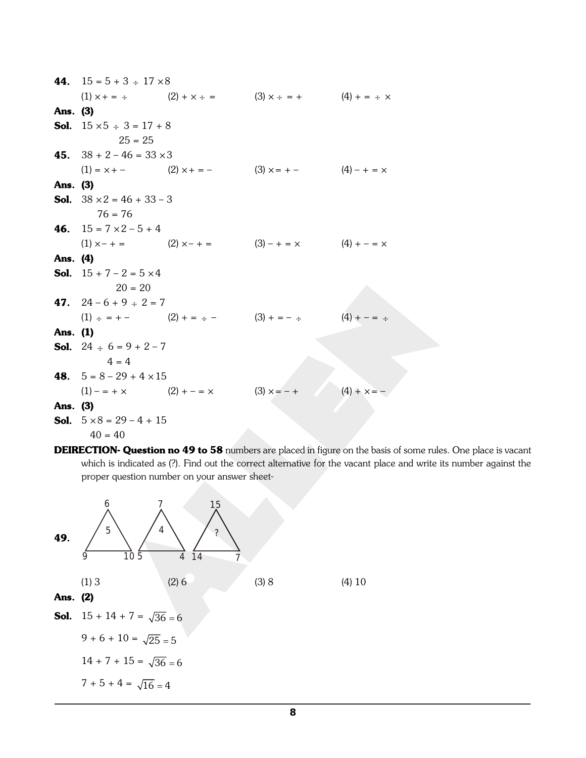**44.** $15 = 5 + 3 \div 17 \times 8$

(1) $\times + = \div$ (2) $+ \times \div =$ (3) $\times \div = +$ (4) $+ = \div \times$

**Ans. (3)**

**Sol.** $15 \times 5 \div 3 = 17 + 8$

$25 = 25$

**45.** $38 + 2 - 46 = 33 \times 3$

(1) $= \times + -$ (2) $\times + = -$ (3) $\times = + -$ (4) $- + = \times$

**Ans. (3)**

**Sol.** $38 \times 2 = 46 + 33 - 3$

$76 = 76$

**46.** $15 = 7 \times 2 - 5 + 4$

(1) $\times - + =$ (2) $\times - + =$ (3) $- + = \times$ (4) $+ - = \times$

**Ans. (4)**

**Sol.** $15 + 7 - 2 = 5 \times 4$

$20 = 20$

**47.** $24 - 6 + 9 \div 2 = 7$

(1) $\div = + -$ (2) $+ = \div -$ (3) $+ = - \div$ (4) $+ - = \div$

**Ans. (1)**

**Sol.** $24 \div 6 = 9 + 2 - 7$

$4 = 4$

**48.** $5 = 8 - 29 + 4 \times 15$

(1) $- = + \times$ (2) $+ - = \times$ (3) $\times = - +$ (4) $+ \times = -$

**Ans. (3)**

**Sol.** $5 \times 8 = 29 - 4 + 15$

$40 = 40$

**DEIRECTION- Question no 49 to 58** numbers are placed in figure on the basis of some rules. One place is vacant which is indicated as (?). Find out the correct alternative for the vacant place and write its number against the proper question number on your answer sheet-

**49.**

| Triangle | Top | Centre | Bottom-left | Bottom-right |
|---|---|---|---|---|
| 1 | 6 | 5 | 9 | 10 |
| 2 | 7 | 4 | 5 | 4 |
| 3 | 15 | ? | 14 | 7 |

(1) 3 (2) 6 (3) 8 (4) 10

**Ans. (2)**

**Sol.** $15 + 14 + 7 = \sqrt{36} = 6$

$9 + 6 + 10 = \sqrt{25} = 5$

$14 + 7 + 15 = \sqrt{36} = 6$

$7 + 5 + 4 = \sqrt{16} = 4$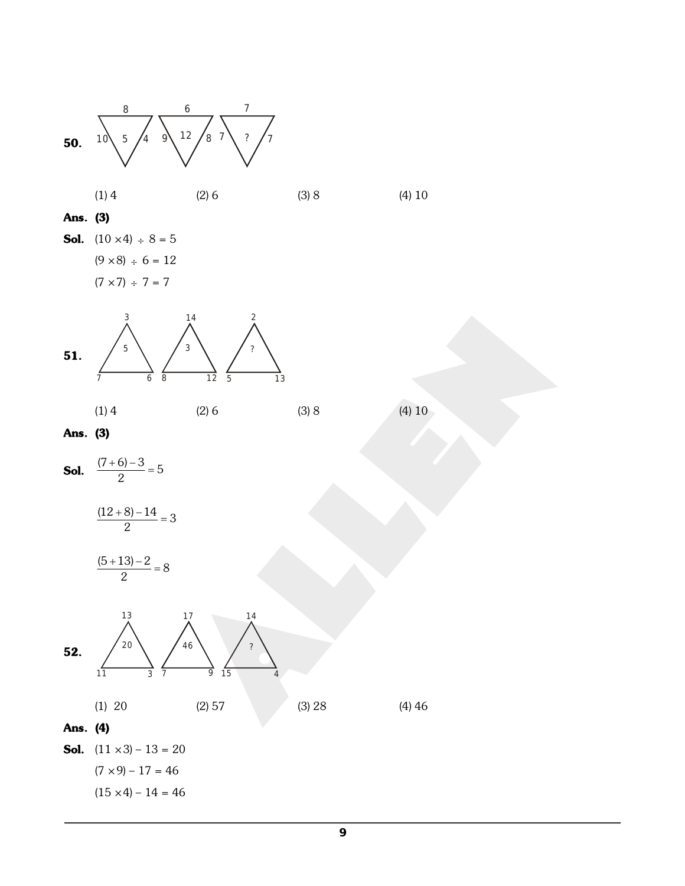**50.** 

| | Top | Left | Right | Centre |
|---|---|---|---|---|
| Figure 1 | 8 | 10 | 4 | 5 |
| Figure 2 | 6 | 9 | 8 | 12 |
| Figure 3 | 7 | 7 | 7 | ? |

(1) 4 (2) 6 (3) 8 (4) 10

**Ans.** **(3)**

**Sol.** $(10 \times 4) \div 8 = 5$

$(9 \times 8) \div 6 = 12$

$(7 \times 7) \div 7 = 7$

**51.** 

| | Top | Bottom left | Bottom right | Centre |
|---|---|---|---|---|
| Figure 1 | 3 | 7 | 6 | 5 |
| Figure 2 | 14 | 8 | 12 | 3 |
| Figure 3 | 2 | 5 | 13 | ? |

(1) 4 (2) 6 (3) 8 (4) 10

**Ans.** **(3)**

**Sol.** $\frac{(7+6)-3}{2} = 5$

$\frac{(12+8)-14}{2} = 3$

$\frac{(5+13)-2}{2} = 8$

**52.** 

| | Top | Bottom left | Bottom right | Centre |
|---|---|---|---|---|
| Figure 1 | 13 | 11 | 3 | 20 |
| Figure 2 | 17 | 7 | 9 | 46 |
| Figure 3 | 14 | 15 | 4 | ? |

(1) 20 (2) 57 (3) 28 (4) 46

**Ans.** **(4)**

**Sol.** $(11 \times 3) - 13 = 20$

$(7 \times 9) - 17 = 46$

$(15 \times 4) - 14 = 46$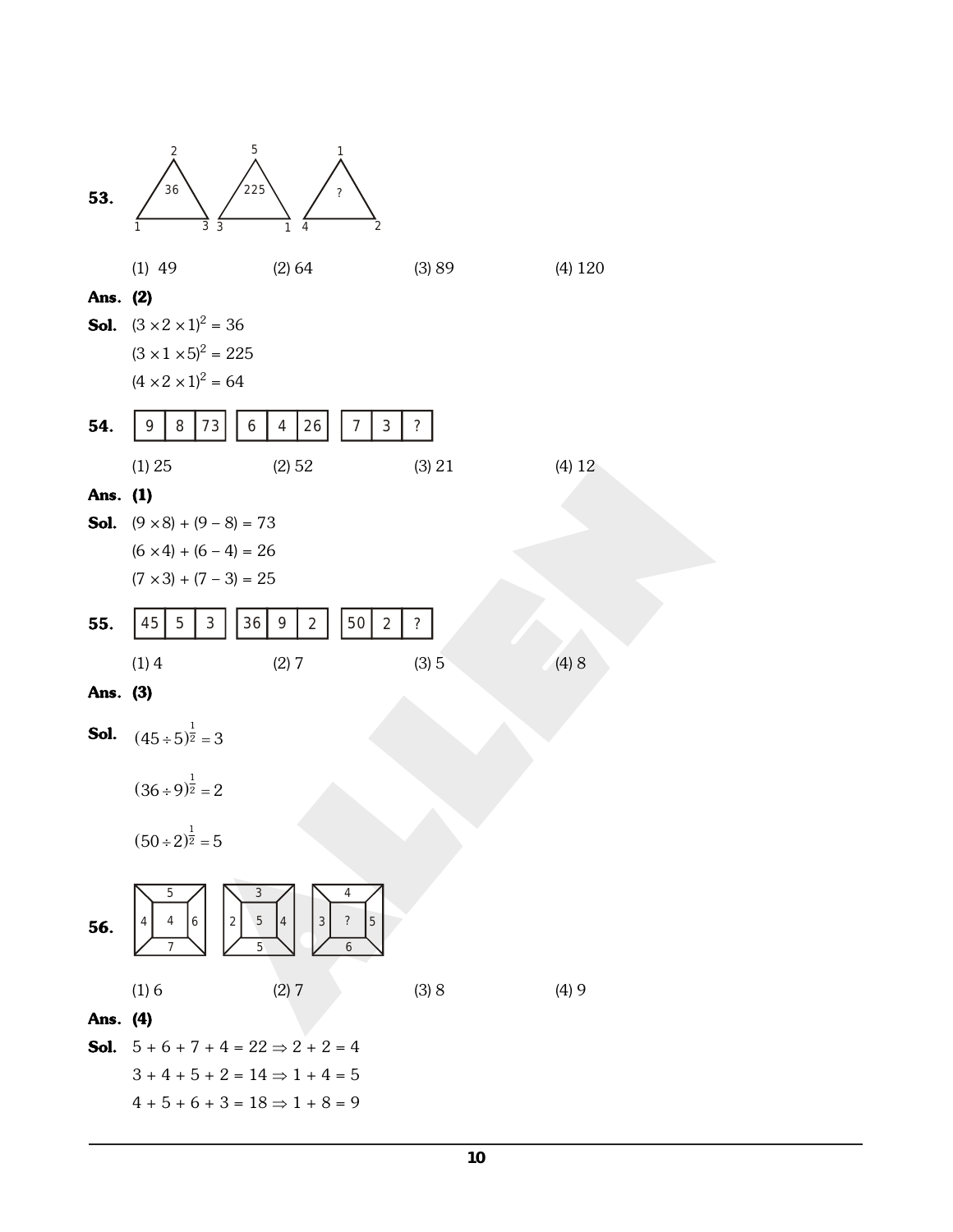**53.** Triangles: (top 2, left 1, right 3, inside 36); (top 5, left 3, right 1, inside 225); (top 1, left 4, right 2, inside ?)

(1) 49 (2) 64 (3) 89 (4) 120

**Ans.** **(2)**

**Sol.** $(3 \times 2 \times 1)^2 = 36$

$(3 \times 1 \times 5)^2 = 225$

$(4 \times 2 \times 1)^2 = 64$

**54.**

| 9 | 8 | 73 |
|---|---|---|

| 6 | 4 | 26 |
|---|---|---|

| 7 | 3 | ? |
|---|---|---|

(1) 25 (2) 52 (3) 21 (4) 12

**Ans.** **(1)**

**Sol.** $(9 \times 8) + (9 - 8) = 73$

$(6 \times 4) + (6 - 4) = 26$

$(7 \times 3) + (7 - 3) = 25$

**55.**

| 45 | 5 | 3 |
|---|---|---|

| 36 | 9 | 2 |
|---|---|---|

| 50 | 2 | ? |
|---|---|---|

(1) 4 (2) 7 (3) 5 (4) 8

**Ans.** **(3)**

**Sol.** $(45 \div 5)^{\frac{1}{2}} = 3$

$(36 \div 9)^{\frac{1}{2}} = 2$

$(50 \div 2)^{\frac{1}{2}} = 5$

**56.** Squares: (top 5, left 4, right 6, bottom 7, centre 4); (top 3, left 2, right 4, bottom 5, centre 5); (top 4, left 3, right 5, bottom 6, centre ?)

(1) 6 (2) 7 (3) 8 (4) 9

**Ans.** **(4)**

**Sol.** $5 + 6 + 7 + 4 = 22 \Rightarrow 2 + 2 = 4$

$3 + 4 + 5 + 2 = 14 \Rightarrow 1 + 4 = 5$

$4 + 5 + 6 + 3 = 18 \Rightarrow 1 + 8 = 9$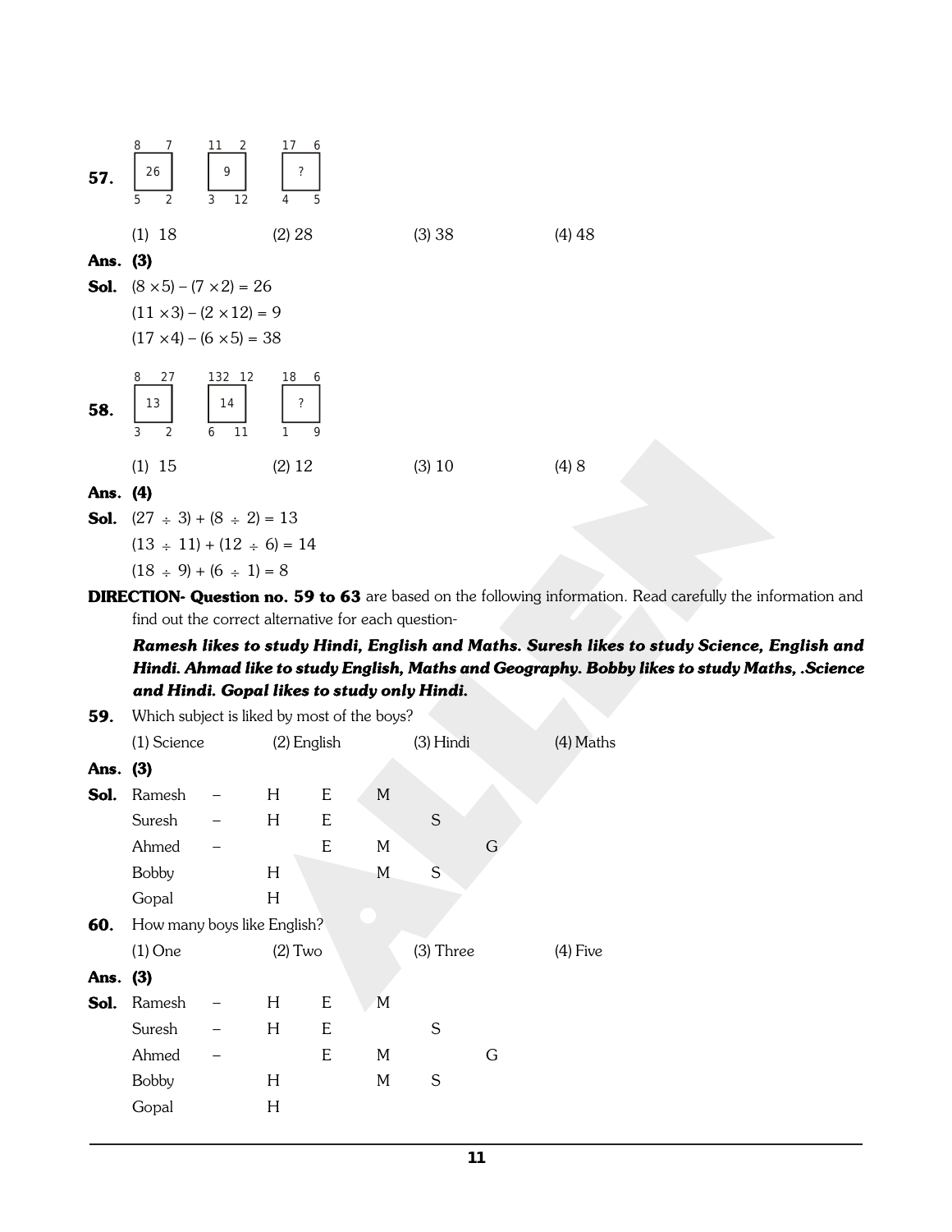**57.**

| 8 | 7 | | 11 | 2 | | 17 | 6 |
|---|---|---|---|---|---|---|---|
| | **26** | | | **9** | | | **?** |
| 5 | 2 | | 3 | 12 | | 4 | 5 |

(1) 18 (2) 28 (3) 38 (4) 48

**Ans. (3)**

**Sol.** $(8 \times 5) - (7 \times 2) = 26$

$(11 \times 3) - (2 \times 12) = 9$

$(17 \times 4) - (6 \times 5) = 38$

**58.**

| 8 | 27 | | 132 | 12 | | 18 | 6 |
|---|---|---|---|---|---|---|---|
| | **13** | | | **14** | | | **?** |
| 3 | 2 | | 6 | 11 | | 1 | 9 |

(1) 15 (2) 12 (3) 10 (4) 8

**Ans. (4)**

**Sol.** $(27 \div 3) + (8 \div 2) = 13$

$(13 \div 11) + (12 \div 6) = 14$

$(18 \div 9) + (6 \div 1) = 8$

**DIRECTION- Question no. 59 to 63** are based on the following information. Read carefully the information and find out the correct alternative for each question-

***Ramesh likes to study Hindi, English and Maths. Suresh likes to study Science, English and Hindi. Ahmad like to study English, Maths and Geography. Bobby likes to study Maths, .Science and Hindi. Gopal likes to study only Hindi.***

**59.** Which subject is liked by most of the boys?

(1) Science (2) English (3) Hindi (4) Maths

**Ans. (3)**

**Sol.**

| | | | | | | |
|---|---|---|---|---|---|---|
| Ramesh | – | H | E | M | | |
| Suresh | – | H | E | | S | |
| Ahmed | – | | E | M | | G |
| Bobby | | H | | M | S | |
| Gopal | | H | | | | |

**60.** How many boys like English?

(1) One (2) Two (3) Three (4) Five

**Ans. (3)**

**Sol.**

| | | | | | | |
|---|---|---|---|---|---|---|
| Ramesh | – | H | E | M | | |
| Suresh | – | H | E | | S | |
| Ahmed | – | | E | M | | G |
| Bobby | | H | | M | S | |
| Gopal | | H | | | | |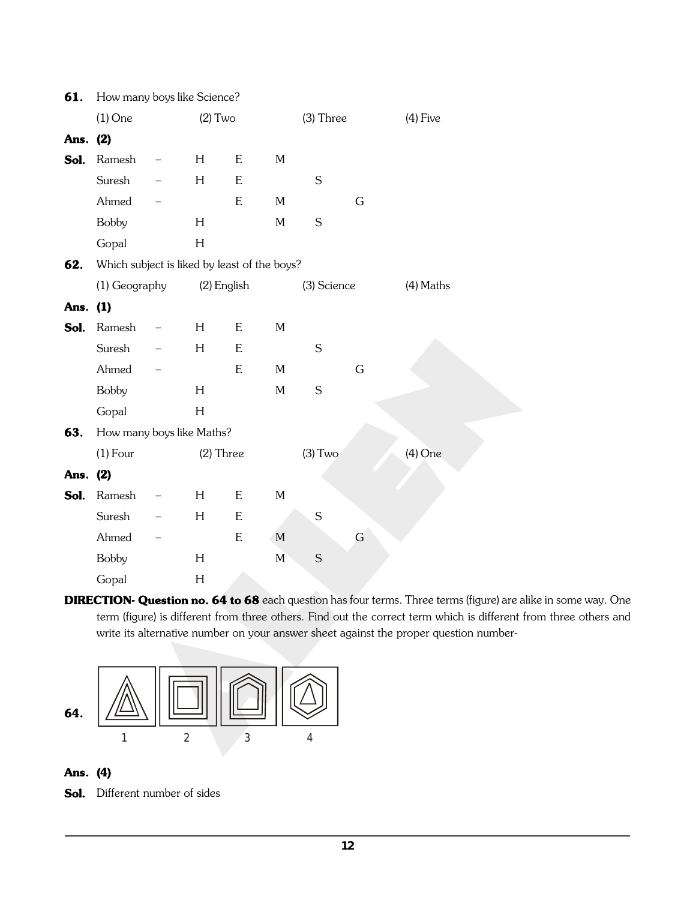**61.** How many boys like Science?

(1) One (2) Two (3) Three (4) Five

**Ans. (2)**

**Sol.**

| | | | | | | |
|---|---|---|---|---|---|---|
| Ramesh | – | H | E | M | | |
| Suresh | – | H | E | | S | |
| Ahmed | – | | E | M | | G |
| Bobby | | H | | M | S | |
| Gopal | | H | | | | |

**62.** Which subject is liked by least of the boys?

(1) Geography (2) English (3) Science (4) Maths

**Ans. (1)**

**Sol.**

| | | | | | | |
|---|---|---|---|---|---|---|
| Ramesh | – | H | E | M | | |
| Suresh | – | H | E | | S | |
| Ahmed | – | | E | M | | G |
| Bobby | | H | | M | S | |
| Gopal | | H | | | | |

**63.** How many boys like Maths?

(1) Four (2) Three (3) Two (4) One

**Ans. (2)**

**Sol.**

| | | | | | | |
|---|---|---|---|---|---|---|
| Ramesh | – | H | E | M | | |
| Suresh | – | H | E | | S | |
| Ahmed | – | | E | M | | G |
| Bobby | | H | | M | S | |
| Gopal | | H | | | | |

**DIRECTION- Question no. 64 to 68** each question has four terms. Three terms (figure) are alike in some way. One term (figure) is different from three others. Find out the correct term which is different from three others and write its alternative number on your answer sheet against the proper question number-

**64.**

1 2 3 4

**Ans. (4)**

**Sol.** Different number of sides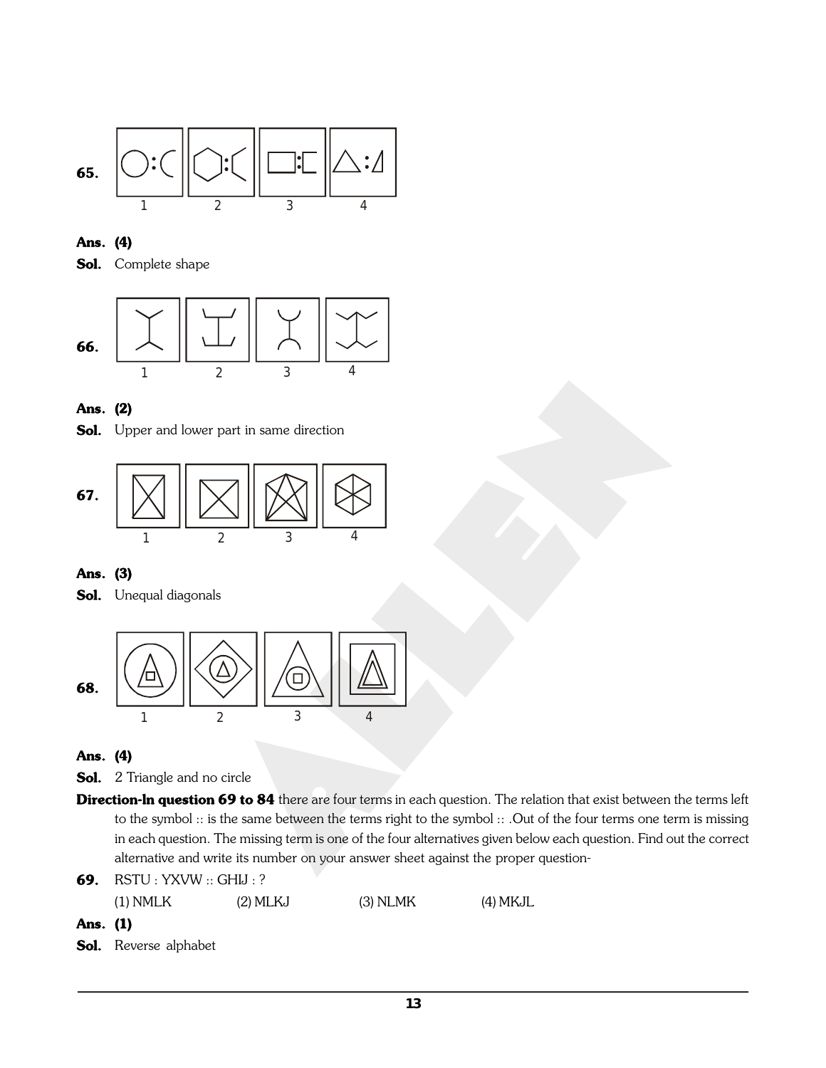**65.**

1 2 3 4

**Ans.** **(4)**

**Sol.** Complete shape

**66.**

1 2 3 4

**Ans.** **(2)**

**Sol.** Upper and lower part in same direction

**67.**

1 2 3 4

**Ans.** **(3)**

**Sol.** Unequal diagonals

**68.**

1 2 3 4

**Ans.** **(4)**

**Sol.** 2 Triangle and no circle

**Direction-In question 69 to 84** there are four terms in each question. The relation that exist between the terms left to the symbol :: is the same between the terms right to the symbol :: .Out of the four terms one term is missing in each question. The missing term is one of the four alternatives given below each question. Find out the correct alternative and write its number on your answer sheet against the proper question-

**69.** RSTU : YXVW :: GHIJ : ?

(1) NMLK (2) MLKJ (3) NLMK (4) MKJL

**Ans.** **(1)**

**Sol.** Reverse alphabet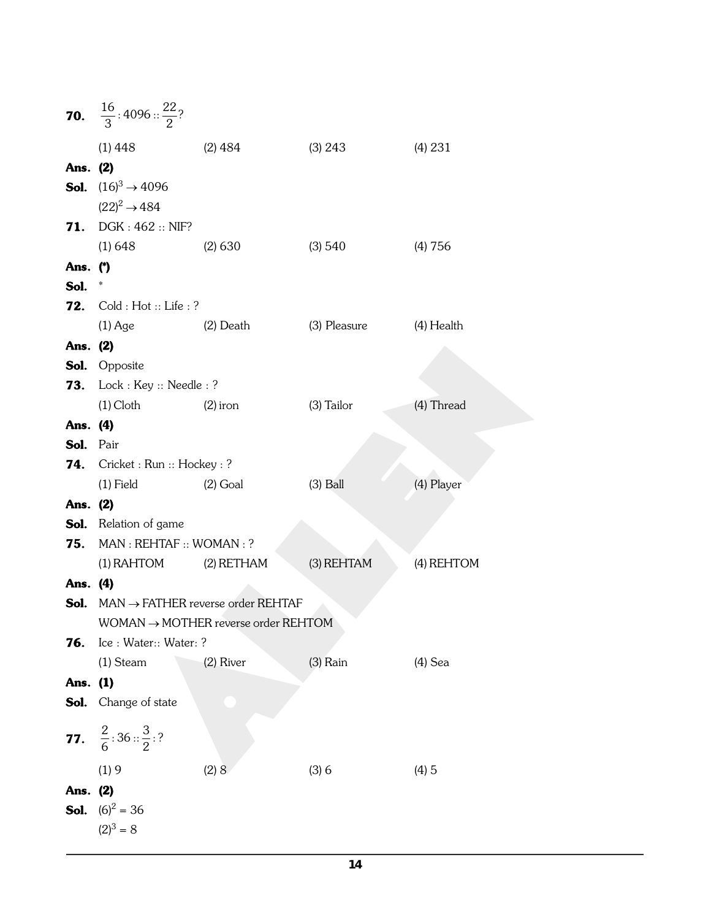**70.** $\frac{16}{3} : 4096 :: \frac{22}{2} ?$

(1) 448 (2) 484 (3) 243 (4) 231

**Ans. (2)**

**Sol.** $(16)^3 \rightarrow 4096$

$(22)^2 \rightarrow 484$

**71.** DGK : 462 :: NIF?

(1) 648 (2) 630 (3) 540 (4) 756

**Ans. (*)**

**Sol.** *

**72.** Cold : Hot :: Life : ?

(1) Age (2) Death (3) Pleasure (4) Health

**Ans. (2)**

**Sol.** Opposite

**73.** Lock : Key :: Needle : ?

(1) Cloth (2) iron (3) Tailor (4) Thread

**Ans. (4)**

**Sol.** Pair

**74.** Cricket : Run :: Hockey : ?

(1) Field (2) Goal (3) Ball (4) Player

**Ans. (2)**

**Sol.** Relation of game

**75.** MAN : REHTAF :: WOMAN : ?

(1) RAHTOM (2) RETHAM (3) REHTAM (4) REHTOM

**Ans. (4)**

**Sol.** MAN $\rightarrow$ FATHER reverse order REHTAF

WOMAN $\rightarrow$ MOTHER reverse order REHTOM

**76.** Ice : Water:: Water: ?

(1) Steam (2) River (3) Rain (4) Sea

**Ans. (1)**

**Sol.** Change of state

**77.** $\frac{2}{6} : 36 :: \frac{3}{2} : ?$

(1) 9 (2) 8 (3) 6 (4) 5

**Ans. (2)**

**Sol.** $(6)^2 = 36$

$(2)^3 = 8$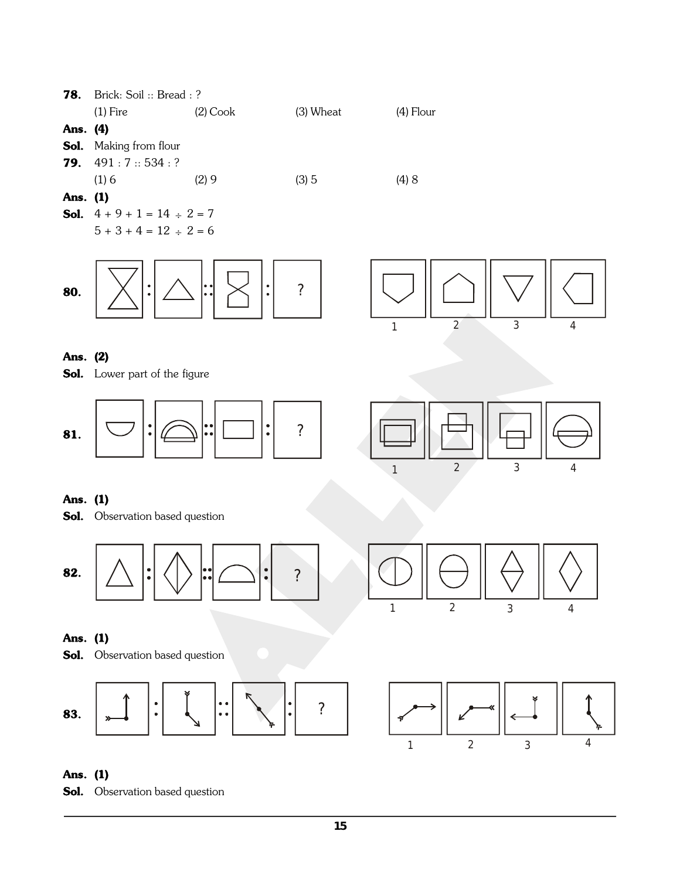**78.** Brick: Soil :: Bread : ?

(1) Fire (2) Cook (3) Wheat (4) Flour

**Ans. (4)**

**Sol.** Making from flour

**79.** 491 : 7 :: 534 : ?

(1) 6 (2) 9 (3) 5 (4) 8

**Ans. (1)**

**Sol.** $4 + 9 + 1 = 14 \div 2 = 7$

$5 + 3 + 4 = 12 \div 2 = 6$

**80.**

**Ans. (2)**

**Sol.** Lower part of the figure

**81.**

**Ans. (1)**

**Sol.** Observation based question

**82.**

**Ans. (1)**

**Sol.** Observation based question

**83.**

**Ans. (1)**

**Sol.** Observation based question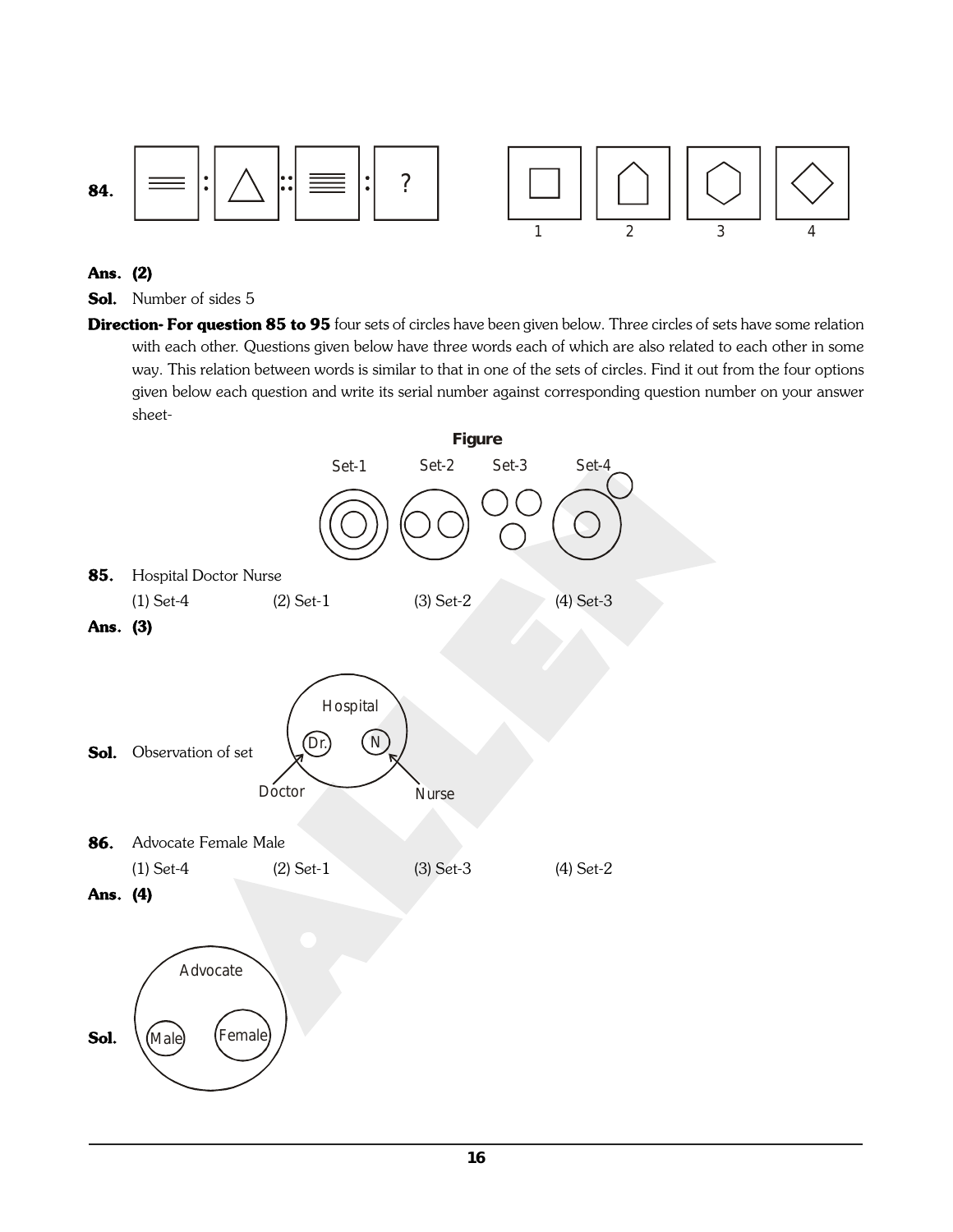**84.** [Figure: two horizontal lines : triangle :: many horizontal lines : ? ; options 1 (square), 2 (pentagon), 3 (hexagon), 4 (diamond)]

**Ans. (2)**

**Sol.** Number of sides 5

**Direction- For question 85 to 95** four sets of circles have been given below. Three circles of sets have some relation with each other. Questions given below have three words each of which are also related to each other in some way. This relation between words is similar to that in one of the sets of circles. Find it out from the four options given below each question and write its serial number against corresponding question number on your answer sheet-

**Figure**

Set-1 Set-2 Set-3 Set-4

**85.** Hospital Doctor Nurse

(1) Set-4 (2) Set-1 (3) Set-2 (4) Set-3

**Ans. (3)**

**Sol.** Observation of set

[Diagram: Hospital circle containing Dr. (Doctor) and N (Nurse)]

**86.** Advocate Female Male

(1) Set-4 (2) Set-1 (3) Set-3 (4) Set-2

**Ans. (4)**

**Sol.**

[Diagram: Advocate circle containing Male and Female]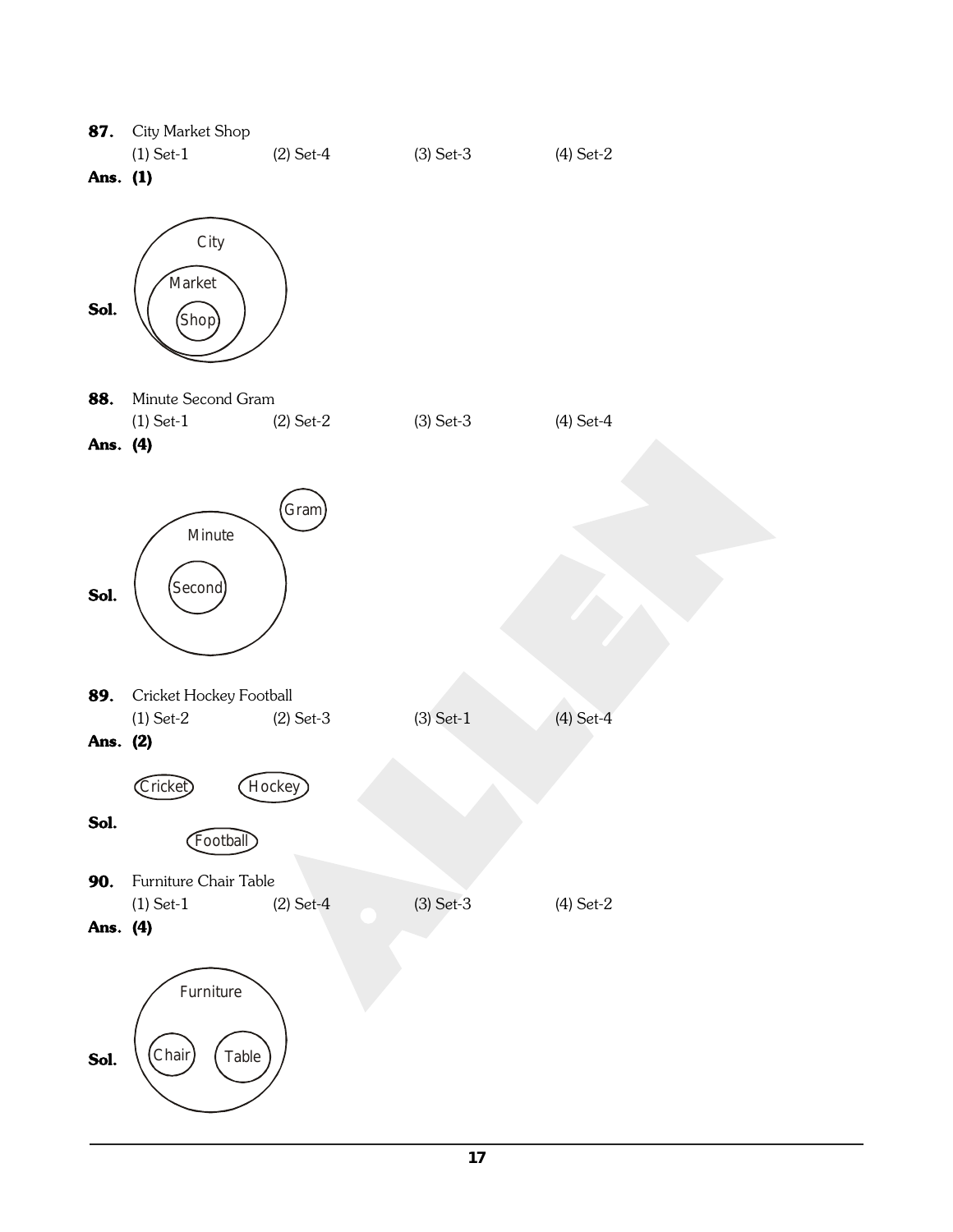**87.** City Market Shop

(1) Set-1 (2) Set-4 (3) Set-3 (4) Set-2

**Ans. (1)**

**Sol.**

City

Market

Shop

**88.** Minute Second Gram

(1) Set-1 (2) Set-2 (3) Set-3 (4) Set-4

**Ans. (4)**

**Sol.**

Gram

Minute

Second

**89.** Cricket Hockey Football

(1) Set-2 (2) Set-3 (3) Set-1 (4) Set-4

**Ans. (2)**

**Sol.**

Cricket Hockey

Football

**90.** Furniture Chair Table

(1) Set-1 (2) Set-4 (3) Set-3 (4) Set-2

**Ans. (4)**

**Sol.**

Furniture

Chair Table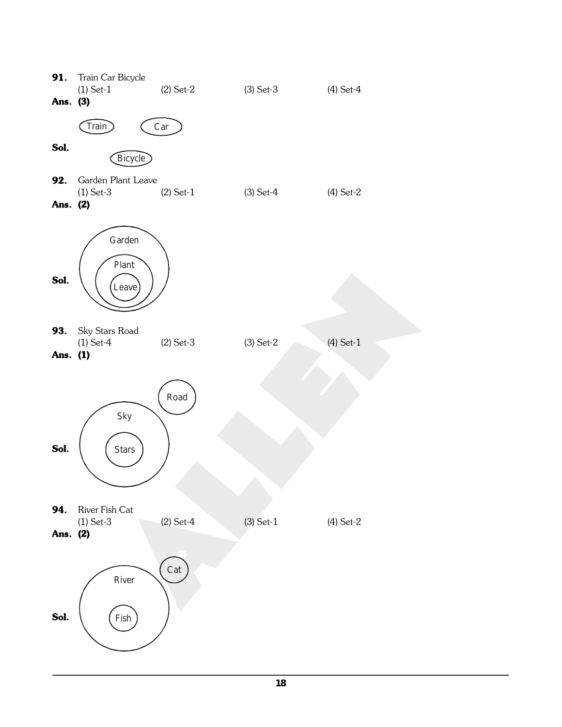**91.** Train Car Bicycle

(1) Set-1 (2) Set-2 (3) Set-3 (4) Set-4

**Ans. (3)**

**Sol.** Train Car Bicycle

**92.** Garden Plant Leave

(1) Set-3 (2) Set-1 (3) Set-4 (4) Set-2

**Ans. (2)**

**Sol.** Garden Plant Leave

**93.** Sky Stars Road

(1) Set-4 (2) Set-3 (3) Set-2 (4) Set-1

**Ans. (1)**

**Sol.** Road Sky Stars

**94.** River Fish Cat

(1) Set-3 (2) Set-4 (3) Set-1 (4) Set-2

**Ans. (2)**

**Sol.** Cat River Fish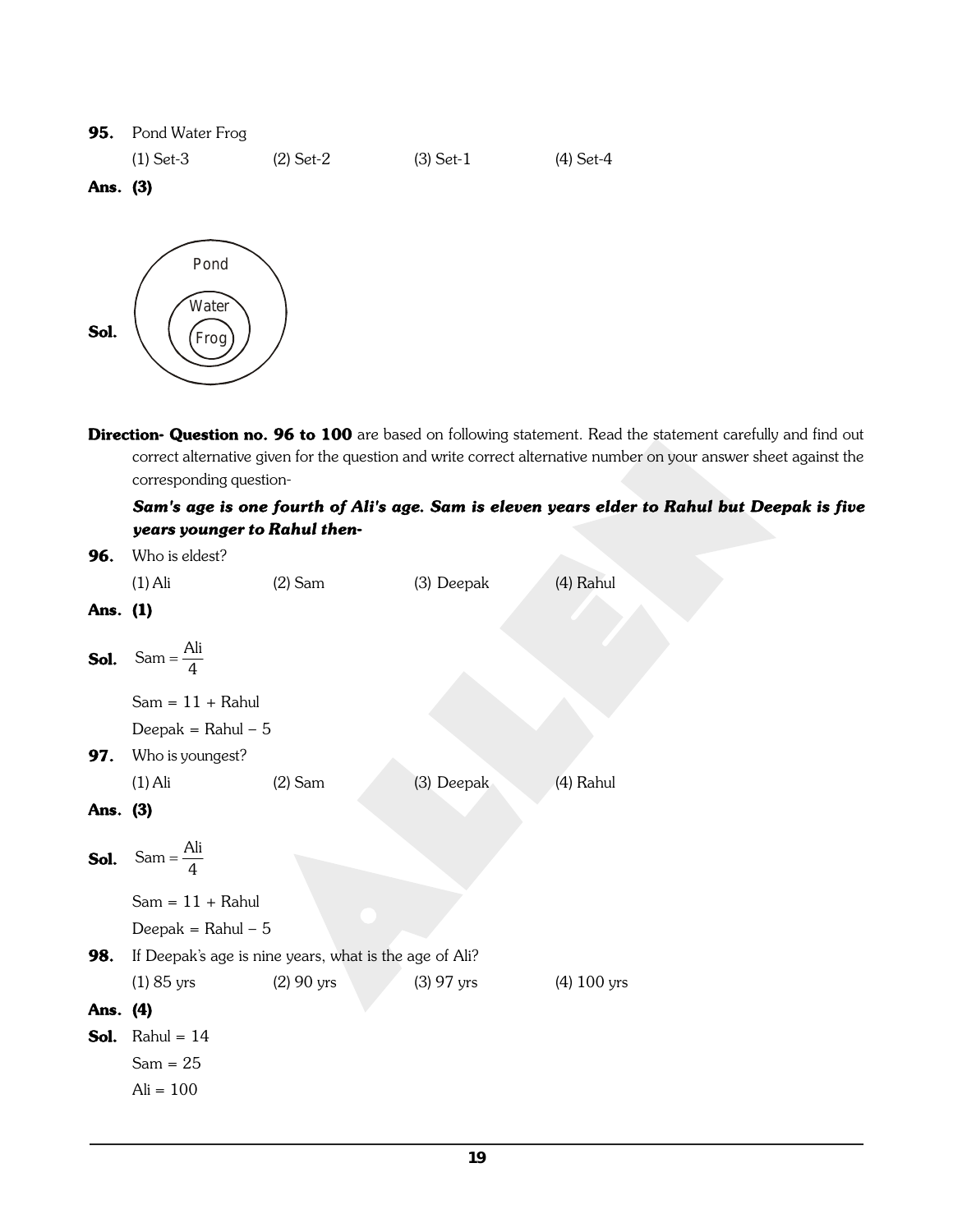**95.** Pond Water Frog

(1) Set-3 (2) Set-2 (3) Set-1 (4) Set-4

**Ans.** **(3)**

**Sol.** Pond ⊃ Water ⊃ Frog

**Direction- Question no. 96 to 100** are based on following statement. Read the statement carefully and find out correct alternative given for the question and write correct alternative number on your answer sheet against the corresponding question-

***Sam's age is one fourth of Ali's age. Sam is eleven years elder to Rahul but Deepak is five years younger to Rahul then-***

**96.** Who is eldest?

(1) Ali (2) Sam (3) Deepak (4) Rahul

**Ans.** **(1)**

**Sol.** $\text{Sam} = \dfrac{\text{Ali}}{4}$

Sam = 11 + Rahul

Deepak = Rahul − 5

**97.** Who is youngest?

(1) Ali (2) Sam (3) Deepak (4) Rahul

**Ans.** **(3)**

**Sol.** $\text{Sam} = \dfrac{\text{Ali}}{4}$

Sam = 11 + Rahul

Deepak = Rahul − 5

**98.** If Deepak's age is nine years, what is the age of Ali?

(1) 85 yrs (2) 90 yrs (3) 97 yrs (4) 100 yrs

**Ans.** **(4)**

**Sol.** Rahul = 14

Sam = 25

Ali = 100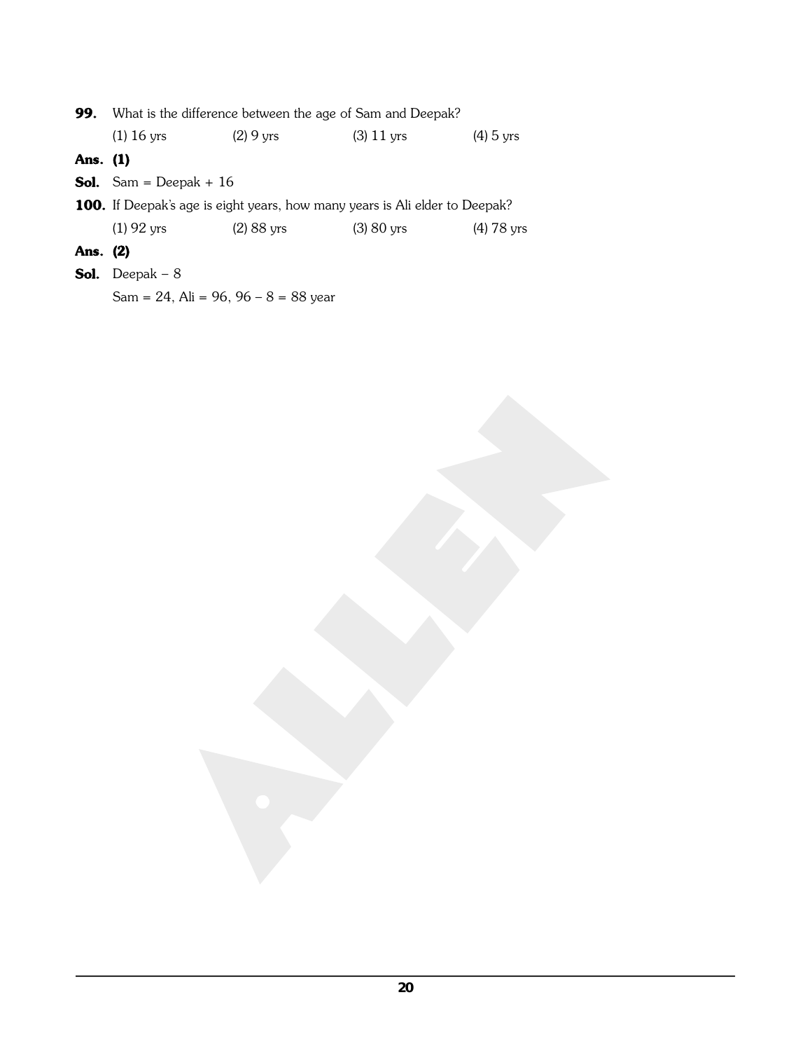**99.** What is the difference between the age of Sam and Deepak?

(1) 16 yrs (2) 9 yrs (3) 11 yrs (4) 5 yrs

**Ans. (1)**

**Sol.** Sam = Deepak + 16

**100.** If Deepak's age is eight years, how many years is Ali elder to Deepak?

(1) 92 yrs (2) 88 yrs (3) 80 yrs (4) 78 yrs

**Ans. (2)**

**Sol.** Deepak – 8

Sam = 24, Ali = 96, 96 – 8 = 88 year